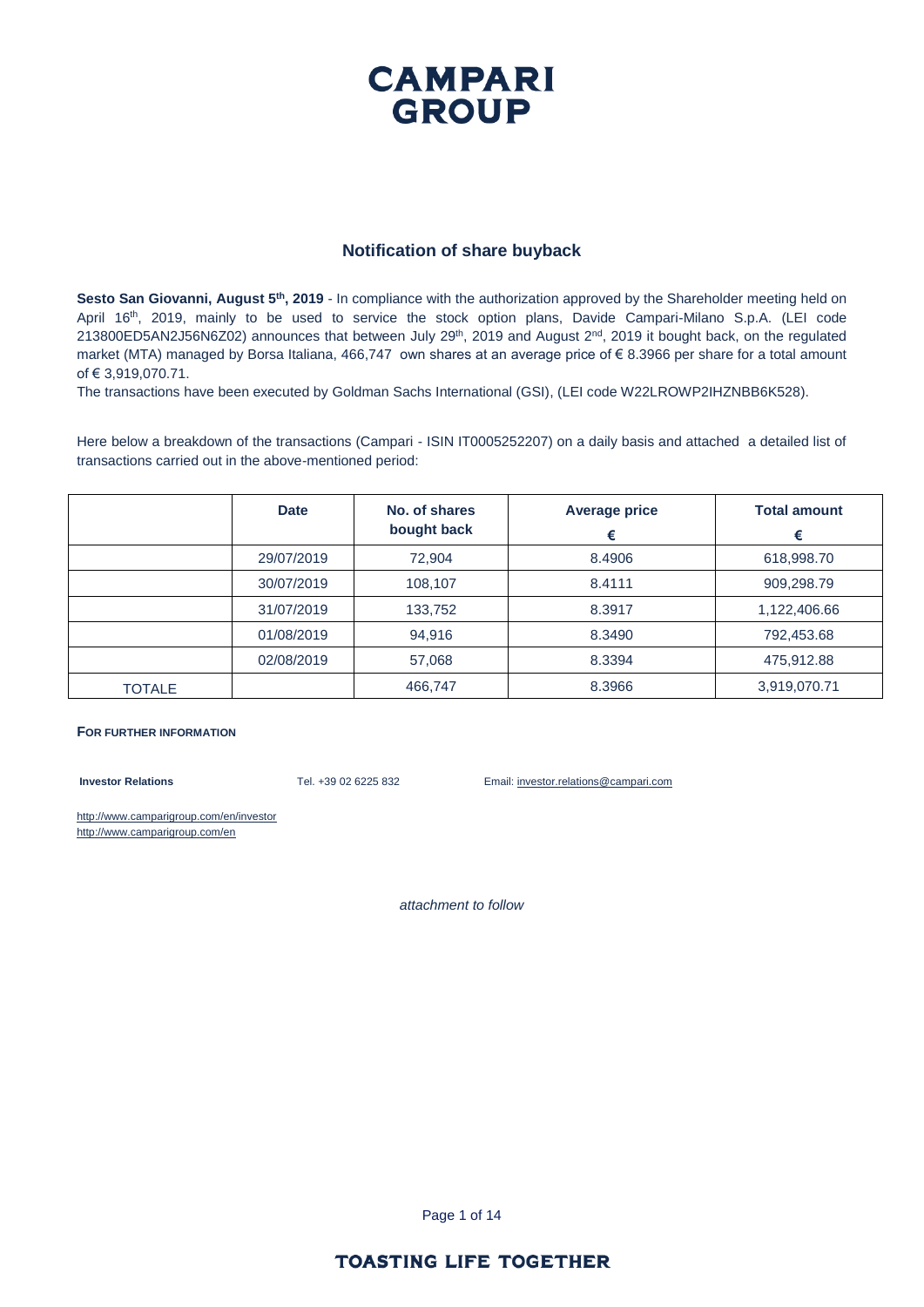# CAMPARI GROUP

## Notification of share buyback

**Sesto San Giovanni, August 5th, 2019** - In compliance with the authorization approved by the Shareholder meeting held on April 16th, 2019, mainly to be used to service the stock option plans, Davide Campari-Milano S.p.A. (LEI code 213800ED5AN2J56N6Z02) announces that between July 29th, 2019 and August 2nd, 2019 it bought back, on the regulated market (MTA) managed by Borsa Italiana, 466,747 own shares at an average price of € 8.3966 per share for a total amount of € 3,919,070.71.

The transactions have been executed by Goldman Sachs International (GSI), (LEI code W22LROWP2IHZNBB6K528).

Here below a breakdown of the transactions (Campari - ISIN IT0005252207) on a daily basis and attached a detailed list of transactions carried out in the above-mentioned period:

| | Date | No. of shares bought back | Average price € | Total amount € |
|---|---|---|---|---|
| | 29/07/2019 | 72,904 | 8.4906 | 618,998.70 |
| | 30/07/2019 | 108,107 | 8.4111 | 909,298.79 |
| | 31/07/2019 | 133,752 | 8.3917 | 1,122,406.66 |
| | 01/08/2019 | 94,916 | 8.3490 | 792,453.68 |
| | 02/08/2019 | 57,068 | 8.3394 | 475,912.88 |
| TOTALE | | 466,747 | 8.3966 | 3,919,070.71 |

**FOR FURTHER INFORMATION**

**Investor Relations** Tel. +39 02 6225 832 Email: investor.relations@campari.com

http://www.camparigroup.com/en/investor
http://www.camparigroup.com/en

*attachment to follow*

TOASTING LIFE TOGETHER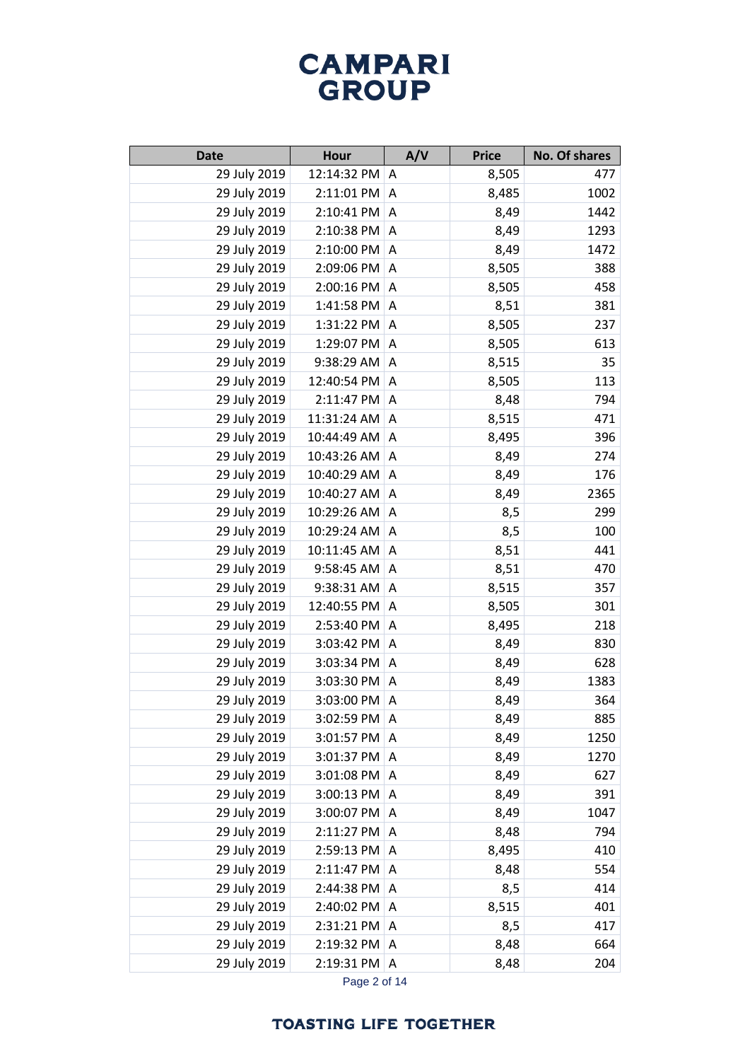| Date | Hour | A/V | Price | No. Of shares |
|---|---|---|---|---|
| 29 July 2019 | 12:14:32 PM | A | 8,505 | 477 |
| 29 July 2019 | 2:11:01 PM | A | 8,485 | 1002 |
| 29 July 2019 | 2:10:41 PM | A | 8,49 | 1442 |
| 29 July 2019 | 2:10:38 PM | A | 8,49 | 1293 |
| 29 July 2019 | 2:10:00 PM | A | 8,49 | 1472 |
| 29 July 2019 | 2:09:06 PM | A | 8,505 | 388 |
| 29 July 2019 | 2:00:16 PM | A | 8,505 | 458 |
| 29 July 2019 | 1:41:58 PM | A | 8,51 | 381 |
| 29 July 2019 | 1:31:22 PM | A | 8,505 | 237 |
| 29 July 2019 | 1:29:07 PM | A | 8,505 | 613 |
| 29 July 2019 | 9:38:29 AM | A | 8,515 | 35 |
| 29 July 2019 | 12:40:54 PM | A | 8,505 | 113 |
| 29 July 2019 | 2:11:47 PM | A | 8,48 | 794 |
| 29 July 2019 | 11:31:24 AM | A | 8,515 | 471 |
| 29 July 2019 | 10:44:49 AM | A | 8,495 | 396 |
| 29 July 2019 | 10:43:26 AM | A | 8,49 | 274 |
| 29 July 2019 | 10:40:29 AM | A | 8,49 | 176 |
| 29 July 2019 | 10:40:27 AM | A | 8,49 | 2365 |
| 29 July 2019 | 10:29:26 AM | A | 8,5 | 299 |
| 29 July 2019 | 10:29:24 AM | A | 8,5 | 100 |
| 29 July 2019 | 10:11:45 AM | A | 8,51 | 441 |
| 29 July 2019 | 9:58:45 AM | A | 8,51 | 470 |
| 29 July 2019 | 9:38:31 AM | A | 8,515 | 357 |
| 29 July 2019 | 12:40:55 PM | A | 8,505 | 301 |
| 29 July 2019 | 2:53:40 PM | A | 8,495 | 218 |
| 29 July 2019 | 3:03:42 PM | A | 8,49 | 830 |
| 29 July 2019 | 3:03:34 PM | A | 8,49 | 628 |
| 29 July 2019 | 3:03:30 PM | A | 8,49 | 1383 |
| 29 July 2019 | 3:03:00 PM | A | 8,49 | 364 |
| 29 July 2019 | 3:02:59 PM | A | 8,49 | 885 |
| 29 July 2019 | 3:01:57 PM | A | 8,49 | 1250 |
| 29 July 2019 | 3:01:37 PM | A | 8,49 | 1270 |
| 29 July 2019 | 3:01:08 PM | A | 8,49 | 627 |
| 29 July 2019 | 3:00:13 PM | A | 8,49 | 391 |
| 29 July 2019 | 3:00:07 PM | A | 8,49 | 1047 |
| 29 July 2019 | 2:11:27 PM | A | 8,48 | 794 |
| 29 July 2019 | 2:59:13 PM | A | 8,495 | 410 |
| 29 July 2019 | 2:11:47 PM | A | 8,48 | 554 |
| 29 July 2019 | 2:44:38 PM | A | 8,5 | 414 |
| 29 July 2019 | 2:40:02 PM | A | 8,515 | 401 |
| 29 July 2019 | 2:31:21 PM | A | 8,5 | 417 |
| 29 July 2019 | 2:19:32 PM | A | 8,48 | 664 |
| 29 July 2019 | 2:19:31 PM | A | 8,48 | 204 |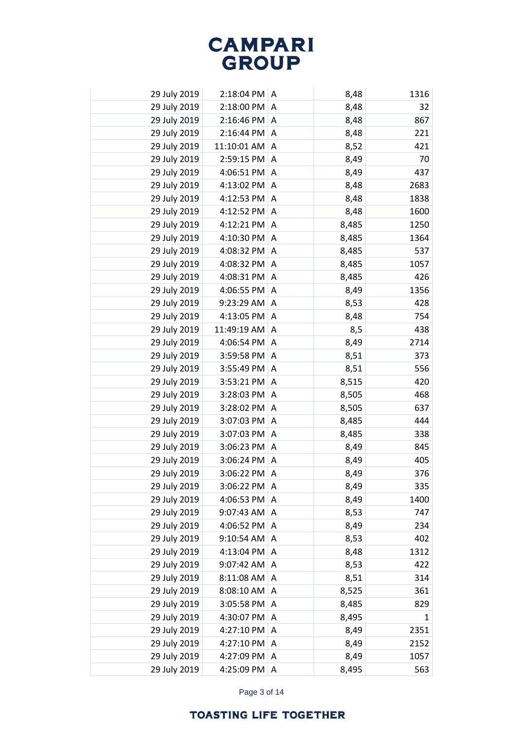| | | | | | |
|---|---|---|---|---|---|
| | 29 July 2019 | 2:18:04 PM | A | 8,48 | 1316 |
| | 29 July 2019 | 2:18:00 PM | A | 8,48 | 32 |
| | 29 July 2019 | 2:16:46 PM | A | 8,48 | 867 |
| | 29 July 2019 | 2:16:44 PM | A | 8,48 | 221 |
| | 29 July 2019 | 11:10:01 AM | A | 8,52 | 421 |
| | 29 July 2019 | 2:59:15 PM | A | 8,49 | 70 |
| | 29 July 2019 | 4:06:51 PM | A | 8,49 | 437 |
| | 29 July 2019 | 4:13:02 PM | A | 8,48 | 2683 |
| | 29 July 2019 | 4:12:53 PM | A | 8,48 | 1838 |
| | 29 July 2019 | 4:12:52 PM | A | 8,48 | 1600 |
| | 29 July 2019 | 4:12:21 PM | A | 8,485 | 1250 |
| | 29 July 2019 | 4:10:30 PM | A | 8,485 | 1364 |
| | 29 July 2019 | 4:08:32 PM | A | 8,485 | 537 |
| | 29 July 2019 | 4:08:32 PM | A | 8,485 | 1057 |
| | 29 July 2019 | 4:08:31 PM | A | 8,485 | 426 |
| | 29 July 2019 | 4:06:55 PM | A | 8,49 | 1356 |
| | 29 July 2019 | 9:23:29 AM | A | 8,53 | 428 |
| | 29 July 2019 | 4:13:05 PM | A | 8,48 | 754 |
| | 29 July 2019 | 11:49:19 AM | A | 8,5 | 438 |
| | 29 July 2019 | 4:06:54 PM | A | 8,49 | 2714 |
| | 29 July 2019 | 3:59:58 PM | A | 8,51 | 373 |
| | 29 July 2019 | 3:55:49 PM | A | 8,51 | 556 |
| | 29 July 2019 | 3:53:21 PM | A | 8,515 | 420 |
| | 29 July 2019 | 3:28:03 PM | A | 8,505 | 468 |
| | 29 July 2019 | 3:28:02 PM | A | 8,505 | 637 |
| | 29 July 2019 | 3:07:03 PM | A | 8,485 | 444 |
| | 29 July 2019 | 3:07:03 PM | A | 8,485 | 338 |
| | 29 July 2019 | 3:06:23 PM | A | 8,49 | 845 |
| | 29 July 2019 | 3:06:24 PM | A | 8,49 | 405 |
| | 29 July 2019 | 3:06:22 PM | A | 8,49 | 376 |
| | 29 July 2019 | 3:06:22 PM | A | 8,49 | 335 |
| | 29 July 2019 | 4:06:53 PM | A | 8,49 | 1400 |
| | 29 July 2019 | 9:07:43 AM | A | 8,53 | 747 |
| | 29 July 2019 | 4:06:52 PM | A | 8,49 | 234 |
| | 29 July 2019 | 9:10:54 AM | A | 8,53 | 402 |
| | 29 July 2019 | 4:13:04 PM | A | 8,48 | 1312 |
| | 29 July 2019 | 9:07:42 AM | A | 8,53 | 422 |
| | 29 July 2019 | 8:11:08 AM | A | 8,51 | 314 |
| | 29 July 2019 | 8:08:10 AM | A | 8,525 | 361 |
| | 29 July 2019 | 3:05:58 PM | A | 8,485 | 829 |
| | 29 July 2019 | 4:30:07 PM | A | 8,495 | 1 |
| | 29 July 2019 | 4:27:10 PM | A | 8,49 | 2351 |
| | 29 July 2019 | 4:27:10 PM | A | 8,49 | 2152 |
| | 29 July 2019 | 4:27:09 PM | A | 8,49 | 1057 |
| | 29 July 2019 | 4:25:09 PM | A | 8,495 | 563 |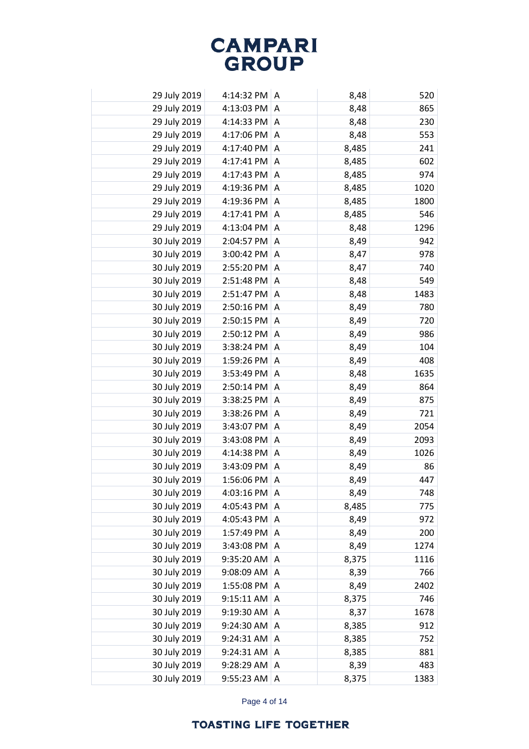| | | | | |
|---|---|---|---|---|
| 29 July 2019 | 4:14:32 PM | A | 8,48 | 520 |
| 29 July 2019 | 4:13:03 PM | A | 8,48 | 865 |
| 29 July 2019 | 4:14:33 PM | A | 8,48 | 230 |
| 29 July 2019 | 4:17:06 PM | A | 8,48 | 553 |
| 29 July 2019 | 4:17:40 PM | A | 8,485 | 241 |
| 29 July 2019 | 4:17:41 PM | A | 8,485 | 602 |
| 29 July 2019 | 4:17:43 PM | A | 8,485 | 974 |
| 29 July 2019 | 4:19:36 PM | A | 8,485 | 1020 |
| 29 July 2019 | 4:19:36 PM | A | 8,485 | 1800 |
| 29 July 2019 | 4:17:41 PM | A | 8,485 | 546 |
| 29 July 2019 | 4:13:04 PM | A | 8,48 | 1296 |
| 30 July 2019 | 2:04:57 PM | A | 8,49 | 942 |
| 30 July 2019 | 3:00:42 PM | A | 8,47 | 978 |
| 30 July 2019 | 2:55:20 PM | A | 8,47 | 740 |
| 30 July 2019 | 2:51:48 PM | A | 8,48 | 549 |
| 30 July 2019 | 2:51:47 PM | A | 8,48 | 1483 |
| 30 July 2019 | 2:50:16 PM | A | 8,49 | 780 |
| 30 July 2019 | 2:50:15 PM | A | 8,49 | 720 |
| 30 July 2019 | 2:50:12 PM | A | 8,49 | 986 |
| 30 July 2019 | 3:38:24 PM | A | 8,49 | 104 |
| 30 July 2019 | 1:59:26 PM | A | 8,49 | 408 |
| 30 July 2019 | 3:53:49 PM | A | 8,48 | 1635 |
| 30 July 2019 | 2:50:14 PM | A | 8,49 | 864 |
| 30 July 2019 | 3:38:25 PM | A | 8,49 | 875 |
| 30 July 2019 | 3:38:26 PM | A | 8,49 | 721 |
| 30 July 2019 | 3:43:07 PM | A | 8,49 | 2054 |
| 30 July 2019 | 3:43:08 PM | A | 8,49 | 2093 |
| 30 July 2019 | 4:14:38 PM | A | 8,49 | 1026 |
| 30 July 2019 | 3:43:09 PM | A | 8,49 | 86 |
| 30 July 2019 | 1:56:06 PM | A | 8,49 | 447 |
| 30 July 2019 | 4:03:16 PM | A | 8,49 | 748 |
| 30 July 2019 | 4:05:43 PM | A | 8,485 | 775 |
| 30 July 2019 | 4:05:43 PM | A | 8,49 | 972 |
| 30 July 2019 | 1:57:49 PM | A | 8,49 | 200 |
| 30 July 2019 | 3:43:08 PM | A | 8,49 | 1274 |
| 30 July 2019 | 9:35:20 AM | A | 8,375 | 1116 |
| 30 July 2019 | 9:08:09 AM | A | 8,39 | 766 |
| 30 July 2019 | 1:55:08 PM | A | 8,49 | 2402 |
| 30 July 2019 | 9:15:11 AM | A | 8,375 | 746 |
| 30 July 2019 | 9:19:30 AM | A | 8,37 | 1678 |
| 30 July 2019 | 9:24:30 AM | A | 8,385 | 912 |
| 30 July 2019 | 9:24:31 AM | A | 8,385 | 752 |
| 30 July 2019 | 9:24:31 AM | A | 8,385 | 881 |
| 30 July 2019 | 9:28:29 AM | A | 8,39 | 483 |
| 30 July 2019 | 9:55:23 AM | A | 8,375 | 1383 |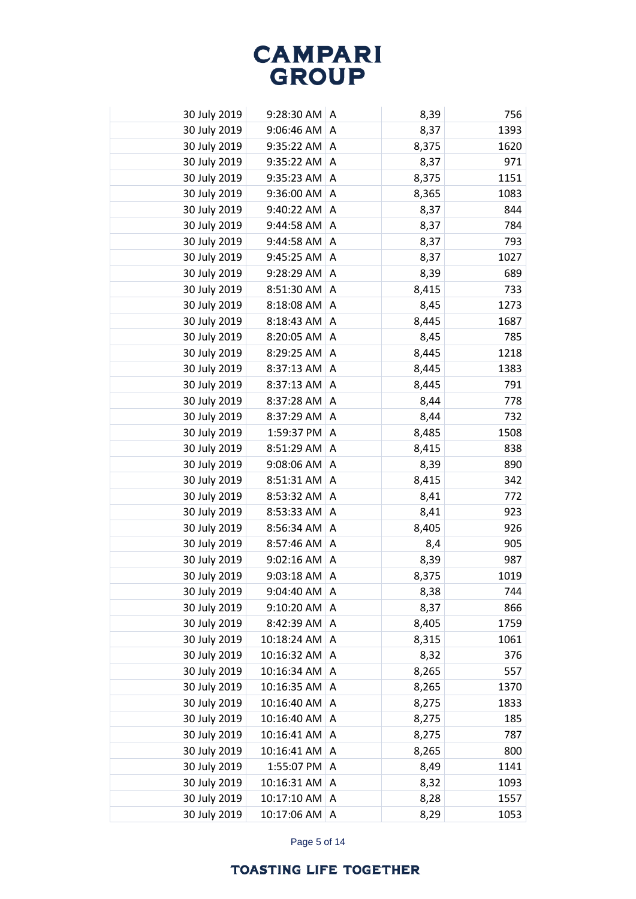| | | | | |
|---|---|---|---|---|
| 30 July 2019 | 9:28:30 AM | A | 8,39 | 756 |
| 30 July 2019 | 9:06:46 AM | A | 8,37 | 1393 |
| 30 July 2019 | 9:35:22 AM | A | 8,375 | 1620 |
| 30 July 2019 | 9:35:22 AM | A | 8,37 | 971 |
| 30 July 2019 | 9:35:23 AM | A | 8,375 | 1151 |
| 30 July 2019 | 9:36:00 AM | A | 8,365 | 1083 |
| 30 July 2019 | 9:40:22 AM | A | 8,37 | 844 |
| 30 July 2019 | 9:44:58 AM | A | 8,37 | 784 |
| 30 July 2019 | 9:44:58 AM | A | 8,37 | 793 |
| 30 July 2019 | 9:45:25 AM | A | 8,37 | 1027 |
| 30 July 2019 | 9:28:29 AM | A | 8,39 | 689 |
| 30 July 2019 | 8:51:30 AM | A | 8,415 | 733 |
| 30 July 2019 | 8:18:08 AM | A | 8,45 | 1273 |
| 30 July 2019 | 8:18:43 AM | A | 8,445 | 1687 |
| 30 July 2019 | 8:20:05 AM | A | 8,45 | 785 |
| 30 July 2019 | 8:29:25 AM | A | 8,445 | 1218 |
| 30 July 2019 | 8:37:13 AM | A | 8,445 | 1383 |
| 30 July 2019 | 8:37:13 AM | A | 8,445 | 791 |
| 30 July 2019 | 8:37:28 AM | A | 8,44 | 778 |
| 30 July 2019 | 8:37:29 AM | A | 8,44 | 732 |
| 30 July 2019 | 1:59:37 PM | A | 8,485 | 1508 |
| 30 July 2019 | 8:51:29 AM | A | 8,415 | 838 |
| 30 July 2019 | 9:08:06 AM | A | 8,39 | 890 |
| 30 July 2019 | 8:51:31 AM | A | 8,415 | 342 |
| 30 July 2019 | 8:53:32 AM | A | 8,41 | 772 |
| 30 July 2019 | 8:53:33 AM | A | 8,41 | 923 |
| 30 July 2019 | 8:56:34 AM | A | 8,405 | 926 |
| 30 July 2019 | 8:57:46 AM | A | 8,4 | 905 |
| 30 July 2019 | 9:02:16 AM | A | 8,39 | 987 |
| 30 July 2019 | 9:03:18 AM | A | 8,375 | 1019 |
| 30 July 2019 | 9:04:40 AM | A | 8,38 | 744 |
| 30 July 2019 | 9:10:20 AM | A | 8,37 | 866 |
| 30 July 2019 | 8:42:39 AM | A | 8,405 | 1759 |
| 30 July 2019 | 10:18:24 AM | A | 8,315 | 1061 |
| 30 July 2019 | 10:16:32 AM | A | 8,32 | 376 |
| 30 July 2019 | 10:16:34 AM | A | 8,265 | 557 |
| 30 July 2019 | 10:16:35 AM | A | 8,265 | 1370 |
| 30 July 2019 | 10:16:40 AM | A | 8,275 | 1833 |
| 30 July 2019 | 10:16:40 AM | A | 8,275 | 185 |
| 30 July 2019 | 10:16:41 AM | A | 8,275 | 787 |
| 30 July 2019 | 10:16:41 AM | A | 8,265 | 800 |
| 30 July 2019 | 1:55:07 PM | A | 8,49 | 1141 |
| 30 July 2019 | 10:16:31 AM | A | 8,32 | 1093 |
| 30 July 2019 | 10:17:10 AM | A | 8,28 | 1557 |
| 30 July 2019 | 10:17:06 AM | A | 8,29 | 1053 |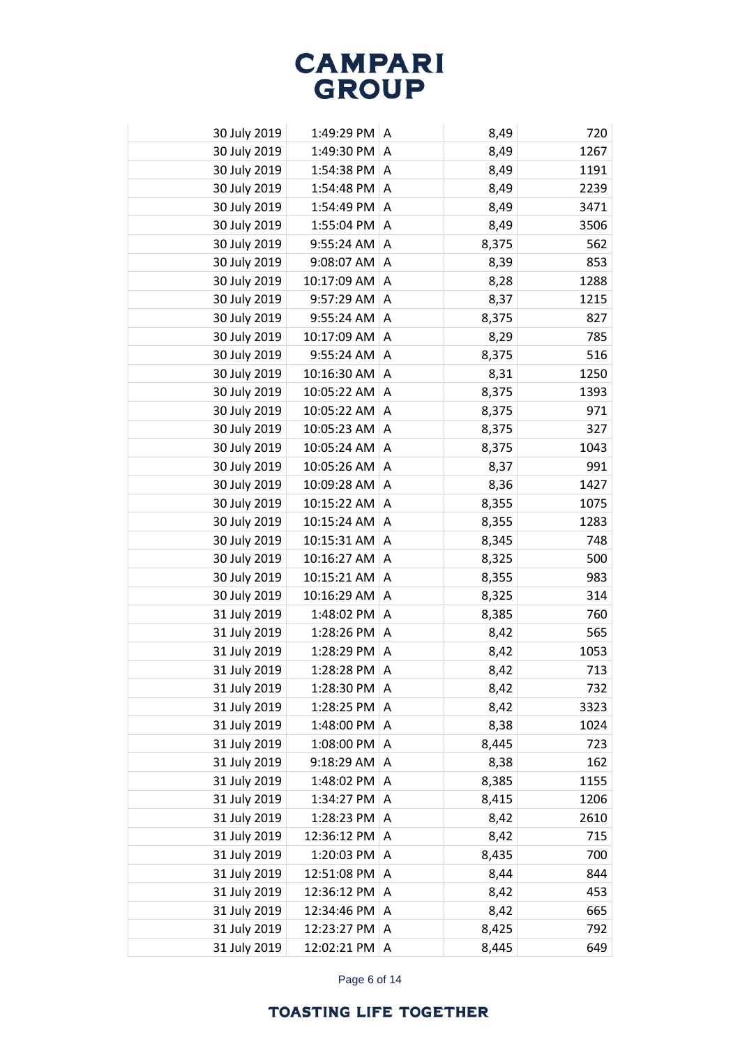| | | | | | |
|---|---|---|---|---|---|
| | 30 July 2019 | 1:49:29 PM | A | 8,49 | 720 |
| | 30 July 2019 | 1:49:30 PM | A | 8,49 | 1267 |
| | 30 July 2019 | 1:54:38 PM | A | 8,49 | 1191 |
| | 30 July 2019 | 1:54:48 PM | A | 8,49 | 2239 |
| | 30 July 2019 | 1:54:49 PM | A | 8,49 | 3471 |
| | 30 July 2019 | 1:55:04 PM | A | 8,49 | 3506 |
| | 30 July 2019 | 9:55:24 AM | A | 8,375 | 562 |
| | 30 July 2019 | 9:08:07 AM | A | 8,39 | 853 |
| | 30 July 2019 | 10:17:09 AM | A | 8,28 | 1288 |
| | 30 July 2019 | 9:57:29 AM | A | 8,37 | 1215 |
| | 30 July 2019 | 9:55:24 AM | A | 8,375 | 827 |
| | 30 July 2019 | 10:17:09 AM | A | 8,29 | 785 |
| | 30 July 2019 | 9:55:24 AM | A | 8,375 | 516 |
| | 30 July 2019 | 10:16:30 AM | A | 8,31 | 1250 |
| | 30 July 2019 | 10:05:22 AM | A | 8,375 | 1393 |
| | 30 July 2019 | 10:05:22 AM | A | 8,375 | 971 |
| | 30 July 2019 | 10:05:23 AM | A | 8,375 | 327 |
| | 30 July 2019 | 10:05:24 AM | A | 8,375 | 1043 |
| | 30 July 2019 | 10:05:26 AM | A | 8,37 | 991 |
| | 30 July 2019 | 10:09:28 AM | A | 8,36 | 1427 |
| | 30 July 2019 | 10:15:22 AM | A | 8,355 | 1075 |
| | 30 July 2019 | 10:15:24 AM | A | 8,355 | 1283 |
| | 30 July 2019 | 10:15:31 AM | A | 8,345 | 748 |
| | 30 July 2019 | 10:16:27 AM | A | 8,325 | 500 |
| | 30 July 2019 | 10:15:21 AM | A | 8,355 | 983 |
| | 30 July 2019 | 10:16:29 AM | A | 8,325 | 314 |
| | 31 July 2019 | 1:48:02 PM | A | 8,385 | 760 |
| | 31 July 2019 | 1:28:26 PM | A | 8,42 | 565 |
| | 31 July 2019 | 1:28:29 PM | A | 8,42 | 1053 |
| | 31 July 2019 | 1:28:28 PM | A | 8,42 | 713 |
| | 31 July 2019 | 1:28:30 PM | A | 8,42 | 732 |
| | 31 July 2019 | 1:28:25 PM | A | 8,42 | 3323 |
| | 31 July 2019 | 1:48:00 PM | A | 8,38 | 1024 |
| | 31 July 2019 | 1:08:00 PM | A | 8,445 | 723 |
| | 31 July 2019 | 9:18:29 AM | A | 8,38 | 162 |
| | 31 July 2019 | 1:48:02 PM | A | 8,385 | 1155 |
| | 31 July 2019 | 1:34:27 PM | A | 8,415 | 1206 |
| | 31 July 2019 | 1:28:23 PM | A | 8,42 | 2610 |
| | 31 July 2019 | 12:36:12 PM | A | 8,42 | 715 |
| | 31 July 2019 | 1:20:03 PM | A | 8,435 | 700 |
| | 31 July 2019 | 12:51:08 PM | A | 8,44 | 844 |
| | 31 July 2019 | 12:36:12 PM | A | 8,42 | 453 |
| | 31 July 2019 | 12:34:46 PM | A | 8,42 | 665 |
| | 31 July 2019 | 12:23:27 PM | A | 8,425 | 792 |
| | 31 July 2019 | 12:02:21 PM | A | 8,445 | 649 |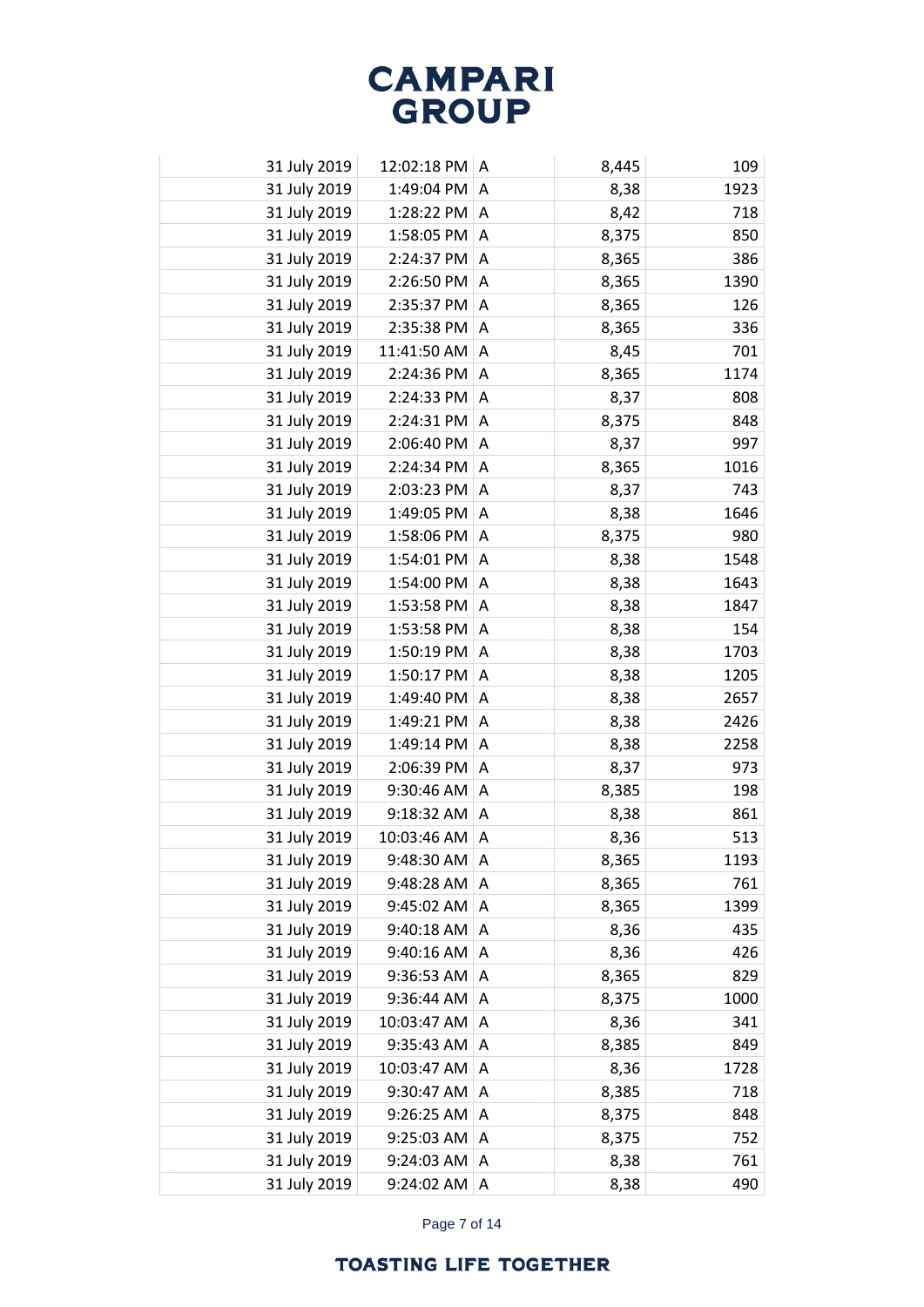|  |  |  |  |  |
|---|---|---|---|---|
| 31 July 2019 | 12:02:18 PM | A | 8,445 | 109 |
| 31 July 2019 | 1:49:04 PM | A | 8,38 | 1923 |
| 31 July 2019 | 1:28:22 PM | A | 8,42 | 718 |
| 31 July 2019 | 1:58:05 PM | A | 8,375 | 850 |
| 31 July 2019 | 2:24:37 PM | A | 8,365 | 386 |
| 31 July 2019 | 2:26:50 PM | A | 8,365 | 1390 |
| 31 July 2019 | 2:35:37 PM | A | 8,365 | 126 |
| 31 July 2019 | 2:35:38 PM | A | 8,365 | 336 |
| 31 July 2019 | 11:41:50 AM | A | 8,45 | 701 |
| 31 July 2019 | 2:24:36 PM | A | 8,365 | 1174 |
| 31 July 2019 | 2:24:33 PM | A | 8,37 | 808 |
| 31 July 2019 | 2:24:31 PM | A | 8,375 | 848 |
| 31 July 2019 | 2:06:40 PM | A | 8,37 | 997 |
| 31 July 2019 | 2:24:34 PM | A | 8,365 | 1016 |
| 31 July 2019 | 2:03:23 PM | A | 8,37 | 743 |
| 31 July 2019 | 1:49:05 PM | A | 8,38 | 1646 |
| 31 July 2019 | 1:58:06 PM | A | 8,375 | 980 |
| 31 July 2019 | 1:54:01 PM | A | 8,38 | 1548 |
| 31 July 2019 | 1:54:00 PM | A | 8,38 | 1643 |
| 31 July 2019 | 1:53:58 PM | A | 8,38 | 1847 |
| 31 July 2019 | 1:53:58 PM | A | 8,38 | 154 |
| 31 July 2019 | 1:50:19 PM | A | 8,38 | 1703 |
| 31 July 2019 | 1:50:17 PM | A | 8,38 | 1205 |
| 31 July 2019 | 1:49:40 PM | A | 8,38 | 2657 |
| 31 July 2019 | 1:49:21 PM | A | 8,38 | 2426 |
| 31 July 2019 | 1:49:14 PM | A | 8,38 | 2258 |
| 31 July 2019 | 2:06:39 PM | A | 8,37 | 973 |
| 31 July 2019 | 9:30:46 AM | A | 8,385 | 198 |
| 31 July 2019 | 9:18:32 AM | A | 8,38 | 861 |
| 31 July 2019 | 10:03:46 AM | A | 8,36 | 513 |
| 31 July 2019 | 9:48:30 AM | A | 8,365 | 1193 |
| 31 July 2019 | 9:48:28 AM | A | 8,365 | 761 |
| 31 July 2019 | 9:45:02 AM | A | 8,365 | 1399 |
| 31 July 2019 | 9:40:18 AM | A | 8,36 | 435 |
| 31 July 2019 | 9:40:16 AM | A | 8,36 | 426 |
| 31 July 2019 | 9:36:53 AM | A | 8,365 | 829 |
| 31 July 2019 | 9:36:44 AM | A | 8,375 | 1000 |
| 31 July 2019 | 10:03:47 AM | A | 8,36 | 341 |
| 31 July 2019 | 9:35:43 AM | A | 8,385 | 849 |
| 31 July 2019 | 10:03:47 AM | A | 8,36 | 1728 |
| 31 July 2019 | 9:30:47 AM | A | 8,385 | 718 |
| 31 July 2019 | 9:26:25 AM | A | 8,375 | 848 |
| 31 July 2019 | 9:25:03 AM | A | 8,375 | 752 |
| 31 July 2019 | 9:24:03 AM | A | 8,38 | 761 |
| 31 July 2019 | 9:24:02 AM | A | 8,38 | 490 |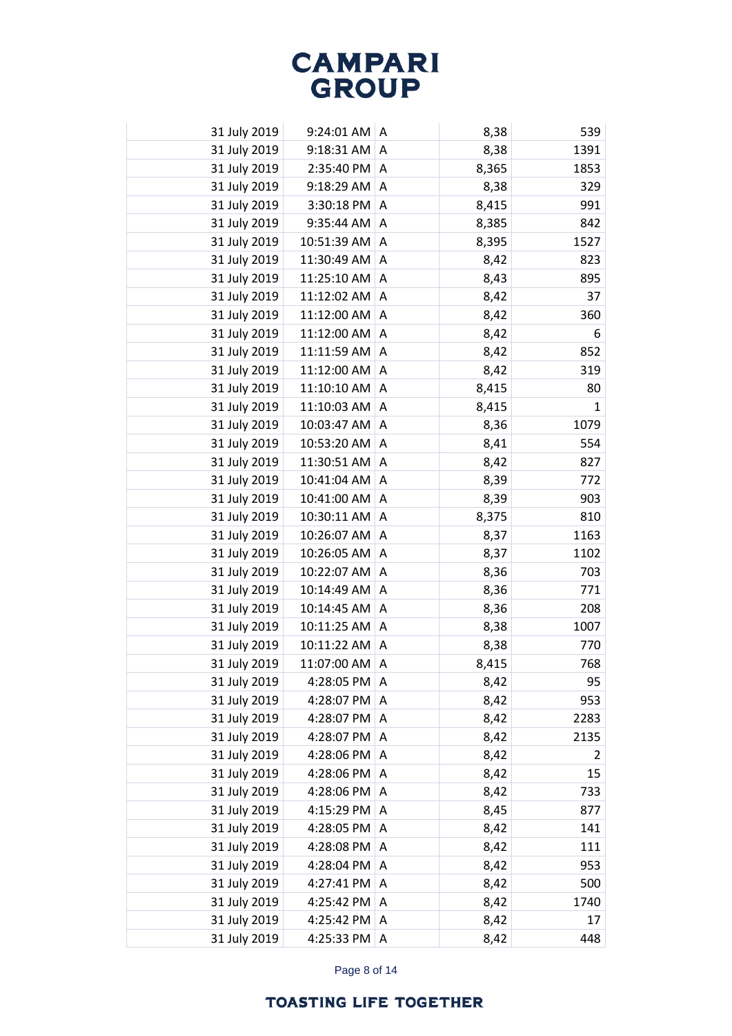| | | | | |
|---|---|---|---|---|
| 31 July 2019 | 9:24:01 AM | A | 8,38 | 539 |
| 31 July 2019 | 9:18:31 AM | A | 8,38 | 1391 |
| 31 July 2019 | 2:35:40 PM | A | 8,365 | 1853 |
| 31 July 2019 | 9:18:29 AM | A | 8,38 | 329 |
| 31 July 2019 | 3:30:18 PM | A | 8,415 | 991 |
| 31 July 2019 | 9:35:44 AM | A | 8,385 | 842 |
| 31 July 2019 | 10:51:39 AM | A | 8,395 | 1527 |
| 31 July 2019 | 11:30:49 AM | A | 8,42 | 823 |
| 31 July 2019 | 11:25:10 AM | A | 8,43 | 895 |
| 31 July 2019 | 11:12:02 AM | A | 8,42 | 37 |
| 31 July 2019 | 11:12:00 AM | A | 8,42 | 360 |
| 31 July 2019 | 11:12:00 AM | A | 8,42 | 6 |
| 31 July 2019 | 11:11:59 AM | A | 8,42 | 852 |
| 31 July 2019 | 11:12:00 AM | A | 8,42 | 319 |
| 31 July 2019 | 11:10:10 AM | A | 8,415 | 80 |
| 31 July 2019 | 11:10:03 AM | A | 8,415 | 1 |
| 31 July 2019 | 10:03:47 AM | A | 8,36 | 1079 |
| 31 July 2019 | 10:53:20 AM | A | 8,41 | 554 |
| 31 July 2019 | 11:30:51 AM | A | 8,42 | 827 |
| 31 July 2019 | 10:41:04 AM | A | 8,39 | 772 |
| 31 July 2019 | 10:41:00 AM | A | 8,39 | 903 |
| 31 July 2019 | 10:30:11 AM | A | 8,375 | 810 |
| 31 July 2019 | 10:26:07 AM | A | 8,37 | 1163 |
| 31 July 2019 | 10:26:05 AM | A | 8,37 | 1102 |
| 31 July 2019 | 10:22:07 AM | A | 8,36 | 703 |
| 31 July 2019 | 10:14:49 AM | A | 8,36 | 771 |
| 31 July 2019 | 10:14:45 AM | A | 8,36 | 208 |
| 31 July 2019 | 10:11:25 AM | A | 8,38 | 1007 |
| 31 July 2019 | 10:11:22 AM | A | 8,38 | 770 |
| 31 July 2019 | 11:07:00 AM | A | 8,415 | 768 |
| 31 July 2019 | 4:28:05 PM | A | 8,42 | 95 |
| 31 July 2019 | 4:28:07 PM | A | 8,42 | 953 |
| 31 July 2019 | 4:28:07 PM | A | 8,42 | 2283 |
| 31 July 2019 | 4:28:07 PM | A | 8,42 | 2135 |
| 31 July 2019 | 4:28:06 PM | A | 8,42 | 2 |
| 31 July 2019 | 4:28:06 PM | A | 8,42 | 15 |
| 31 July 2019 | 4:28:06 PM | A | 8,42 | 733 |
| 31 July 2019 | 4:15:29 PM | A | 8,45 | 877 |
| 31 July 2019 | 4:28:05 PM | A | 8,42 | 141 |
| 31 July 2019 | 4:28:08 PM | A | 8,42 | 111 |
| 31 July 2019 | 4:28:04 PM | A | 8,42 | 953 |
| 31 July 2019 | 4:27:41 PM | A | 8,42 | 500 |
| 31 July 2019 | 4:25:42 PM | A | 8,42 | 1740 |
| 31 July 2019 | 4:25:42 PM | A | 8,42 | 17 |
| 31 July 2019 | 4:25:33 PM | A | 8,42 | 448 |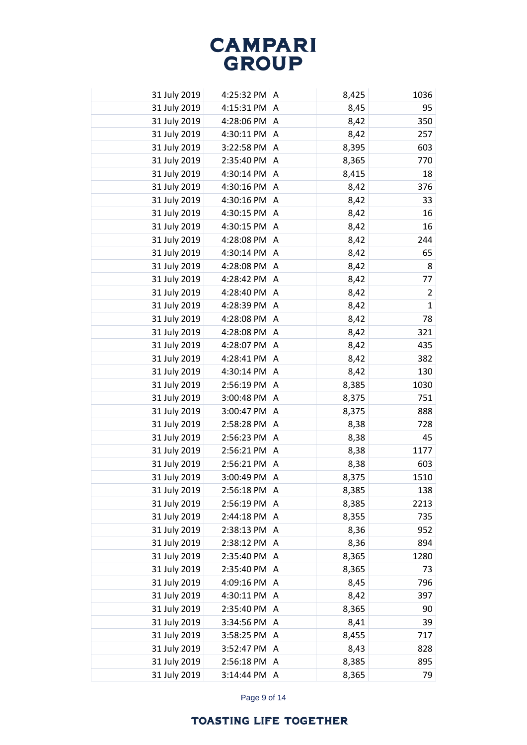| | | | | |
|---|---|---|---|---|
| 31 July 2019 | 4:25:32 PM | A | 8,425 | 1036 |
| 31 July 2019 | 4:15:31 PM | A | 8,45 | 95 |
| 31 July 2019 | 4:28:06 PM | A | 8,42 | 350 |
| 31 July 2019 | 4:30:11 PM | A | 8,42 | 257 |
| 31 July 2019 | 3:22:58 PM | A | 8,395 | 603 |
| 31 July 2019 | 2:35:40 PM | A | 8,365 | 770 |
| 31 July 2019 | 4:30:14 PM | A | 8,415 | 18 |
| 31 July 2019 | 4:30:16 PM | A | 8,42 | 376 |
| 31 July 2019 | 4:30:16 PM | A | 8,42 | 33 |
| 31 July 2019 | 4:30:15 PM | A | 8,42 | 16 |
| 31 July 2019 | 4:30:15 PM | A | 8,42 | 16 |
| 31 July 2019 | 4:28:08 PM | A | 8,42 | 244 |
| 31 July 2019 | 4:30:14 PM | A | 8,42 | 65 |
| 31 July 2019 | 4:28:08 PM | A | 8,42 | 8 |
| 31 July 2019 | 4:28:42 PM | A | 8,42 | 77 |
| 31 July 2019 | 4:28:40 PM | A | 8,42 | 2 |
| 31 July 2019 | 4:28:39 PM | A | 8,42 | 1 |
| 31 July 2019 | 4:28:08 PM | A | 8,42 | 78 |
| 31 July 2019 | 4:28:08 PM | A | 8,42 | 321 |
| 31 July 2019 | 4:28:07 PM | A | 8,42 | 435 |
| 31 July 2019 | 4:28:41 PM | A | 8,42 | 382 |
| 31 July 2019 | 4:30:14 PM | A | 8,42 | 130 |
| 31 July 2019 | 2:56:19 PM | A | 8,385 | 1030 |
| 31 July 2019 | 3:00:48 PM | A | 8,375 | 751 |
| 31 July 2019 | 3:00:47 PM | A | 8,375 | 888 |
| 31 July 2019 | 2:58:28 PM | A | 8,38 | 728 |
| 31 July 2019 | 2:56:23 PM | A | 8,38 | 45 |
| 31 July 2019 | 2:56:21 PM | A | 8,38 | 1177 |
| 31 July 2019 | 2:56:21 PM | A | 8,38 | 603 |
| 31 July 2019 | 3:00:49 PM | A | 8,375 | 1510 |
| 31 July 2019 | 2:56:18 PM | A | 8,385 | 138 |
| 31 July 2019 | 2:56:19 PM | A | 8,385 | 2213 |
| 31 July 2019 | 2:44:18 PM | A | 8,355 | 735 |
| 31 July 2019 | 2:38:13 PM | A | 8,36 | 952 |
| 31 July 2019 | 2:38:12 PM | A | 8,36 | 894 |
| 31 July 2019 | 2:35:40 PM | A | 8,365 | 1280 |
| 31 July 2019 | 2:35:40 PM | A | 8,365 | 73 |
| 31 July 2019 | 4:09:16 PM | A | 8,45 | 796 |
| 31 July 2019 | 4:30:11 PM | A | 8,42 | 397 |
| 31 July 2019 | 2:35:40 PM | A | 8,365 | 90 |
| 31 July 2019 | 3:34:56 PM | A | 8,41 | 39 |
| 31 July 2019 | 3:58:25 PM | A | 8,455 | 717 |
| 31 July 2019 | 3:52:47 PM | A | 8,43 | 828 |
| 31 July 2019 | 2:56:18 PM | A | 8,385 | 895 |
| 31 July 2019 | 3:14:44 PM | A | 8,365 | 79 |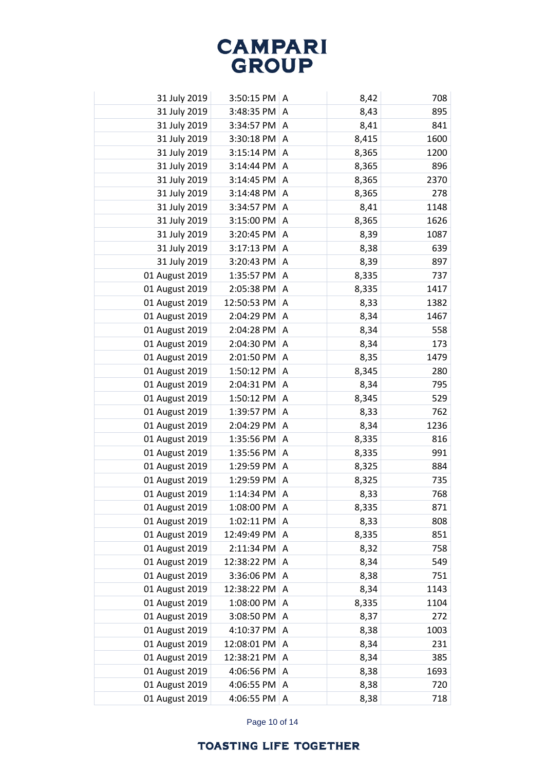| | | | | |
|---|---|---|---|---|
| 31 July 2019 | 3:50:15 PM | A | 8,42 | 708 |
| 31 July 2019 | 3:48:35 PM | A | 8,43 | 895 |
| 31 July 2019 | 3:34:57 PM | A | 8,41 | 841 |
| 31 July 2019 | 3:30:18 PM | A | 8,415 | 1600 |
| 31 July 2019 | 3:15:14 PM | A | 8,365 | 1200 |
| 31 July 2019 | 3:14:44 PM | A | 8,365 | 896 |
| 31 July 2019 | 3:14:45 PM | A | 8,365 | 2370 |
| 31 July 2019 | 3:14:48 PM | A | 8,365 | 278 |
| 31 July 2019 | 3:34:57 PM | A | 8,41 | 1148 |
| 31 July 2019 | 3:15:00 PM | A | 8,365 | 1626 |
| 31 July 2019 | 3:20:45 PM | A | 8,39 | 1087 |
| 31 July 2019 | 3:17:13 PM | A | 8,38 | 639 |
| 31 July 2019 | 3:20:43 PM | A | 8,39 | 897 |
| 01 August 2019 | 1:35:57 PM | A | 8,335 | 737 |
| 01 August 2019 | 2:05:38 PM | A | 8,335 | 1417 |
| 01 August 2019 | 12:50:53 PM | A | 8,33 | 1382 |
| 01 August 2019 | 2:04:29 PM | A | 8,34 | 1467 |
| 01 August 2019 | 2:04:28 PM | A | 8,34 | 558 |
| 01 August 2019 | 2:04:30 PM | A | 8,34 | 173 |
| 01 August 2019 | 2:01:50 PM | A | 8,35 | 1479 |
| 01 August 2019 | 1:50:12 PM | A | 8,345 | 280 |
| 01 August 2019 | 2:04:31 PM | A | 8,34 | 795 |
| 01 August 2019 | 1:50:12 PM | A | 8,345 | 529 |
| 01 August 2019 | 1:39:57 PM | A | 8,33 | 762 |
| 01 August 2019 | 2:04:29 PM | A | 8,34 | 1236 |
| 01 August 2019 | 1:35:56 PM | A | 8,335 | 816 |
| 01 August 2019 | 1:35:56 PM | A | 8,335 | 991 |
| 01 August 2019 | 1:29:59 PM | A | 8,325 | 884 |
| 01 August 2019 | 1:29:59 PM | A | 8,325 | 735 |
| 01 August 2019 | 1:14:34 PM | A | 8,33 | 768 |
| 01 August 2019 | 1:08:00 PM | A | 8,335 | 871 |
| 01 August 2019 | 1:02:11 PM | A | 8,33 | 808 |
| 01 August 2019 | 12:49:49 PM | A | 8,335 | 851 |
| 01 August 2019 | 2:11:34 PM | A | 8,32 | 758 |
| 01 August 2019 | 12:38:22 PM | A | 8,34 | 549 |
| 01 August 2019 | 3:36:06 PM | A | 8,38 | 751 |
| 01 August 2019 | 12:38:22 PM | A | 8,34 | 1143 |
| 01 August 2019 | 1:08:00 PM | A | 8,335 | 1104 |
| 01 August 2019 | 3:08:50 PM | A | 8,37 | 272 |
| 01 August 2019 | 4:10:37 PM | A | 8,38 | 1003 |
| 01 August 2019 | 12:08:01 PM | A | 8,34 | 231 |
| 01 August 2019 | 12:38:21 PM | A | 8,34 | 385 |
| 01 August 2019 | 4:06:56 PM | A | 8,38 | 1693 |
| 01 August 2019 | 4:06:55 PM | A | 8,38 | 720 |
| 01 August 2019 | 4:06:55 PM | A | 8,38 | 718 |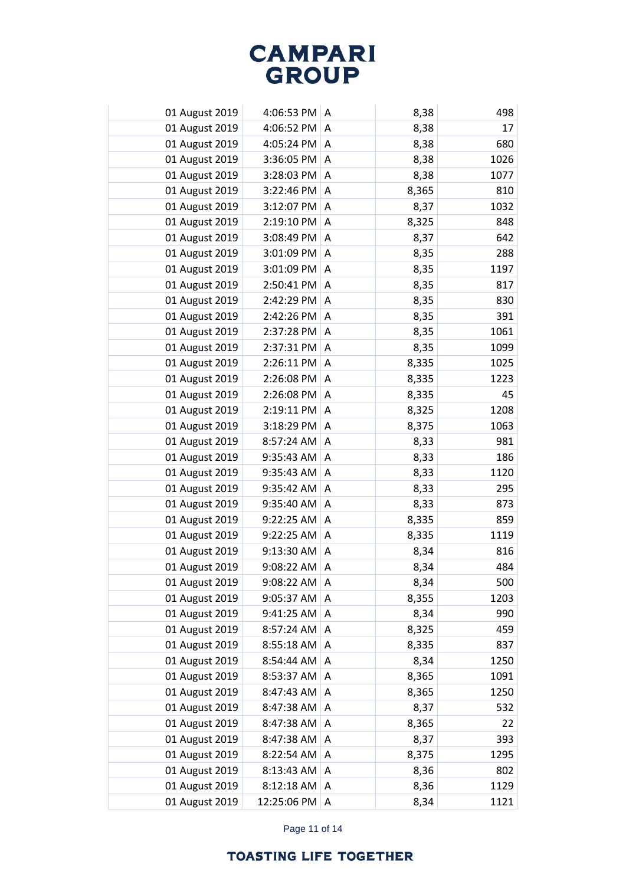| | | | | |
|---|---|---|---|---|
| 01 August 2019 | 4:06:53 PM | A | 8,38 | 498 |
| 01 August 2019 | 4:06:52 PM | A | 8,38 | 17 |
| 01 August 2019 | 4:05:24 PM | A | 8,38 | 680 |
| 01 August 2019 | 3:36:05 PM | A | 8,38 | 1026 |
| 01 August 2019 | 3:28:03 PM | A | 8,38 | 1077 |
| 01 August 2019 | 3:22:46 PM | A | 8,365 | 810 |
| 01 August 2019 | 3:12:07 PM | A | 8,37 | 1032 |
| 01 August 2019 | 2:19:10 PM | A | 8,325 | 848 |
| 01 August 2019 | 3:08:49 PM | A | 8,37 | 642 |
| 01 August 2019 | 3:01:09 PM | A | 8,35 | 288 |
| 01 August 2019 | 3:01:09 PM | A | 8,35 | 1197 |
| 01 August 2019 | 2:50:41 PM | A | 8,35 | 817 |
| 01 August 2019 | 2:42:29 PM | A | 8,35 | 830 |
| 01 August 2019 | 2:42:26 PM | A | 8,35 | 391 |
| 01 August 2019 | 2:37:28 PM | A | 8,35 | 1061 |
| 01 August 2019 | 2:37:31 PM | A | 8,35 | 1099 |
| 01 August 2019 | 2:26:11 PM | A | 8,335 | 1025 |
| 01 August 2019 | 2:26:08 PM | A | 8,335 | 1223 |
| 01 August 2019 | 2:26:08 PM | A | 8,335 | 45 |
| 01 August 2019 | 2:19:11 PM | A | 8,325 | 1208 |
| 01 August 2019 | 3:18:29 PM | A | 8,375 | 1063 |
| 01 August 2019 | 8:57:24 AM | A | 8,33 | 981 |
| 01 August 2019 | 9:35:43 AM | A | 8,33 | 186 |
| 01 August 2019 | 9:35:43 AM | A | 8,33 | 1120 |
| 01 August 2019 | 9:35:42 AM | A | 8,33 | 295 |
| 01 August 2019 | 9:35:40 AM | A | 8,33 | 873 |
| 01 August 2019 | 9:22:25 AM | A | 8,335 | 859 |
| 01 August 2019 | 9:22:25 AM | A | 8,335 | 1119 |
| 01 August 2019 | 9:13:30 AM | A | 8,34 | 816 |
| 01 August 2019 | 9:08:22 AM | A | 8,34 | 484 |
| 01 August 2019 | 9:08:22 AM | A | 8,34 | 500 |
| 01 August 2019 | 9:05:37 AM | A | 8,355 | 1203 |
| 01 August 2019 | 9:41:25 AM | A | 8,34 | 990 |
| 01 August 2019 | 8:57:24 AM | A | 8,325 | 459 |
| 01 August 2019 | 8:55:18 AM | A | 8,335 | 837 |
| 01 August 2019 | 8:54:44 AM | A | 8,34 | 1250 |
| 01 August 2019 | 8:53:37 AM | A | 8,365 | 1091 |
| 01 August 2019 | 8:47:43 AM | A | 8,365 | 1250 |
| 01 August 2019 | 8:47:38 AM | A | 8,37 | 532 |
| 01 August 2019 | 8:47:38 AM | A | 8,365 | 22 |
| 01 August 2019 | 8:47:38 AM | A | 8,37 | 393 |
| 01 August 2019 | 8:22:54 AM | A | 8,375 | 1295 |
| 01 August 2019 | 8:13:43 AM | A | 8,36 | 802 |
| 01 August 2019 | 8:12:18 AM | A | 8,36 | 1129 |
| 01 August 2019 | 12:25:06 PM | A | 8,34 | 1121 |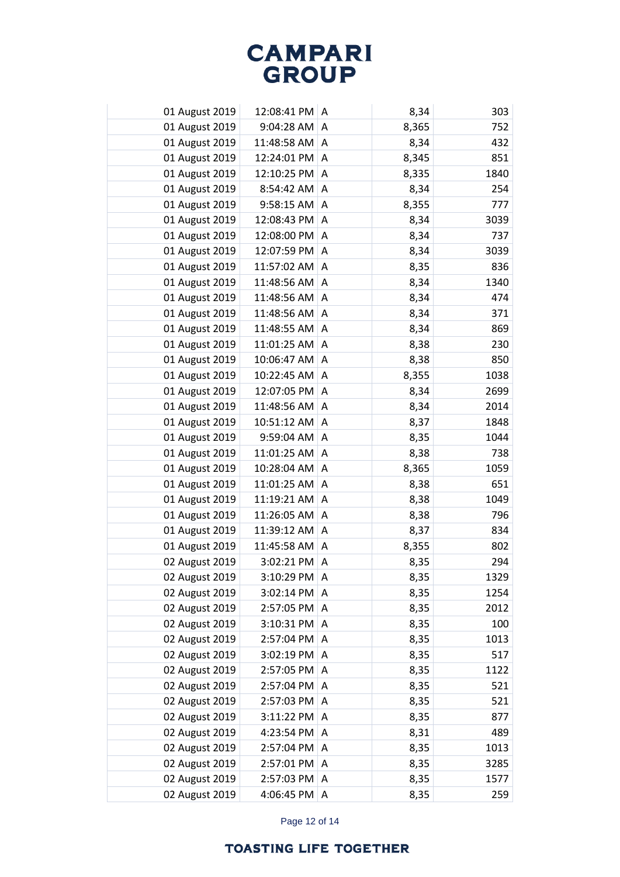| | | | | |
|---|---|---|---|---|
| 01 August 2019 | 12:08:41 PM | A | 8,34 | 303 |
| 01 August 2019 | 9:04:28 AM | A | 8,365 | 752 |
| 01 August 2019 | 11:48:58 AM | A | 8,34 | 432 |
| 01 August 2019 | 12:24:01 PM | A | 8,345 | 851 |
| 01 August 2019 | 12:10:25 PM | A | 8,335 | 1840 |
| 01 August 2019 | 8:54:42 AM | A | 8,34 | 254 |
| 01 August 2019 | 9:58:15 AM | A | 8,355 | 777 |
| 01 August 2019 | 12:08:43 PM | A | 8,34 | 3039 |
| 01 August 2019 | 12:08:00 PM | A | 8,34 | 737 |
| 01 August 2019 | 12:07:59 PM | A | 8,34 | 3039 |
| 01 August 2019 | 11:57:02 AM | A | 8,35 | 836 |
| 01 August 2019 | 11:48:56 AM | A | 8,34 | 1340 |
| 01 August 2019 | 11:48:56 AM | A | 8,34 | 474 |
| 01 August 2019 | 11:48:56 AM | A | 8,34 | 371 |
| 01 August 2019 | 11:48:55 AM | A | 8,34 | 869 |
| 01 August 2019 | 11:01:25 AM | A | 8,38 | 230 |
| 01 August 2019 | 10:06:47 AM | A | 8,38 | 850 |
| 01 August 2019 | 10:22:45 AM | A | 8,355 | 1038 |
| 01 August 2019 | 12:07:05 PM | A | 8,34 | 2699 |
| 01 August 2019 | 11:48:56 AM | A | 8,34 | 2014 |
| 01 August 2019 | 10:51:12 AM | A | 8,37 | 1848 |
| 01 August 2019 | 9:59:04 AM | A | 8,35 | 1044 |
| 01 August 2019 | 11:01:25 AM | A | 8,38 | 738 |
| 01 August 2019 | 10:28:04 AM | A | 8,365 | 1059 |
| 01 August 2019 | 11:01:25 AM | A | 8,38 | 651 |
| 01 August 2019 | 11:19:21 AM | A | 8,38 | 1049 |
| 01 August 2019 | 11:26:05 AM | A | 8,38 | 796 |
| 01 August 2019 | 11:39:12 AM | A | 8,37 | 834 |
| 01 August 2019 | 11:45:58 AM | A | 8,355 | 802 |
| 02 August 2019 | 3:02:21 PM | A | 8,35 | 294 |
| 02 August 2019 | 3:10:29 PM | A | 8,35 | 1329 |
| 02 August 2019 | 3:02:14 PM | A | 8,35 | 1254 |
| 02 August 2019 | 2:57:05 PM | A | 8,35 | 2012 |
| 02 August 2019 | 3:10:31 PM | A | 8,35 | 100 |
| 02 August 2019 | 2:57:04 PM | A | 8,35 | 1013 |
| 02 August 2019 | 3:02:19 PM | A | 8,35 | 517 |
| 02 August 2019 | 2:57:05 PM | A | 8,35 | 1122 |
| 02 August 2019 | 2:57:04 PM | A | 8,35 | 521 |
| 02 August 2019 | 2:57:03 PM | A | 8,35 | 521 |
| 02 August 2019 | 3:11:22 PM | A | 8,35 | 877 |
| 02 August 2019 | 4:23:54 PM | A | 8,31 | 489 |
| 02 August 2019 | 2:57:04 PM | A | 8,35 | 1013 |
| 02 August 2019 | 2:57:01 PM | A | 8,35 | 3285 |
| 02 August 2019 | 2:57:03 PM | A | 8,35 | 1577 |
| 02 August 2019 | 4:06:45 PM | A | 8,35 | 259 |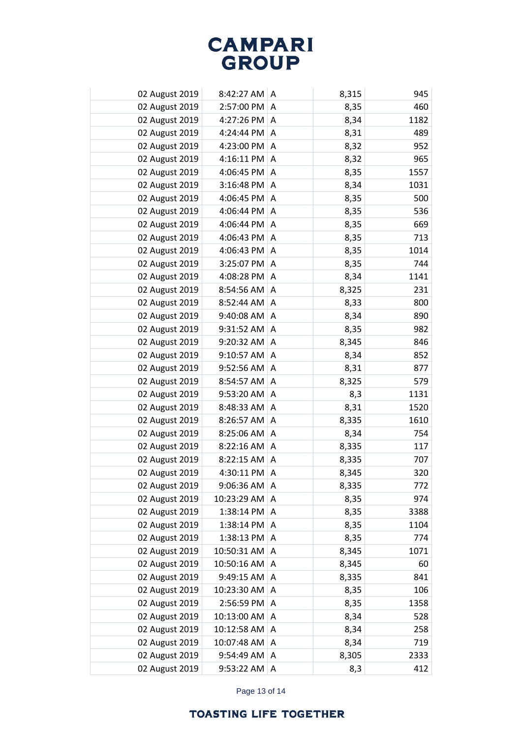| | | | | |
|---|---|---|---|---|
| 02 August 2019 | 8:42:27 AM | A | 8,315 | 945 |
| 02 August 2019 | 2:57:00 PM | A | 8,35 | 460 |
| 02 August 2019 | 4:27:26 PM | A | 8,34 | 1182 |
| 02 August 2019 | 4:24:44 PM | A | 8,31 | 489 |
| 02 August 2019 | 4:23:00 PM | A | 8,32 | 952 |
| 02 August 2019 | 4:16:11 PM | A | 8,32 | 965 |
| 02 August 2019 | 4:06:45 PM | A | 8,35 | 1557 |
| 02 August 2019 | 3:16:48 PM | A | 8,34 | 1031 |
| 02 August 2019 | 4:06:45 PM | A | 8,35 | 500 |
| 02 August 2019 | 4:06:44 PM | A | 8,35 | 536 |
| 02 August 2019 | 4:06:44 PM | A | 8,35 | 669 |
| 02 August 2019 | 4:06:43 PM | A | 8,35 | 713 |
| 02 August 2019 | 4:06:43 PM | A | 8,35 | 1014 |
| 02 August 2019 | 3:25:07 PM | A | 8,35 | 744 |
| 02 August 2019 | 4:08:28 PM | A | 8,34 | 1141 |
| 02 August 2019 | 8:54:56 AM | A | 8,325 | 231 |
| 02 August 2019 | 8:52:44 AM | A | 8,33 | 800 |
| 02 August 2019 | 9:40:08 AM | A | 8,34 | 890 |
| 02 August 2019 | 9:31:52 AM | A | 8,35 | 982 |
| 02 August 2019 | 9:20:32 AM | A | 8,345 | 846 |
| 02 August 2019 | 9:10:57 AM | A | 8,34 | 852 |
| 02 August 2019 | 9:52:56 AM | A | 8,31 | 877 |
| 02 August 2019 | 8:54:57 AM | A | 8,325 | 579 |
| 02 August 2019 | 9:53:20 AM | A | 8,3 | 1131 |
| 02 August 2019 | 8:48:33 AM | A | 8,31 | 1520 |
| 02 August 2019 | 8:26:57 AM | A | 8,335 | 1610 |
| 02 August 2019 | 8:25:06 AM | A | 8,34 | 754 |
| 02 August 2019 | 8:22:16 AM | A | 8,335 | 117 |
| 02 August 2019 | 8:22:15 AM | A | 8,335 | 707 |
| 02 August 2019 | 4:30:11 PM | A | 8,345 | 320 |
| 02 August 2019 | 9:06:36 AM | A | 8,335 | 772 |
| 02 August 2019 | 10:23:29 AM | A | 8,35 | 974 |
| 02 August 2019 | 1:38:14 PM | A | 8,35 | 3388 |
| 02 August 2019 | 1:38:14 PM | A | 8,35 | 1104 |
| 02 August 2019 | 1:38:13 PM | A | 8,35 | 774 |
| 02 August 2019 | 10:50:31 AM | A | 8,345 | 1071 |
| 02 August 2019 | 10:50:16 AM | A | 8,345 | 60 |
| 02 August 2019 | 9:49:15 AM | A | 8,335 | 841 |
| 02 August 2019 | 10:23:30 AM | A | 8,35 | 106 |
| 02 August 2019 | 2:56:59 PM | A | 8,35 | 1358 |
| 02 August 2019 | 10:13:00 AM | A | 8,34 | 528 |
| 02 August 2019 | 10:12:58 AM | A | 8,34 | 258 |
| 02 August 2019 | 10:07:48 AM | A | 8,34 | 719 |
| 02 August 2019 | 9:54:49 AM | A | 8,305 | 2333 |
| 02 August 2019 | 9:53:22 AM | A | 8,3 | 412 |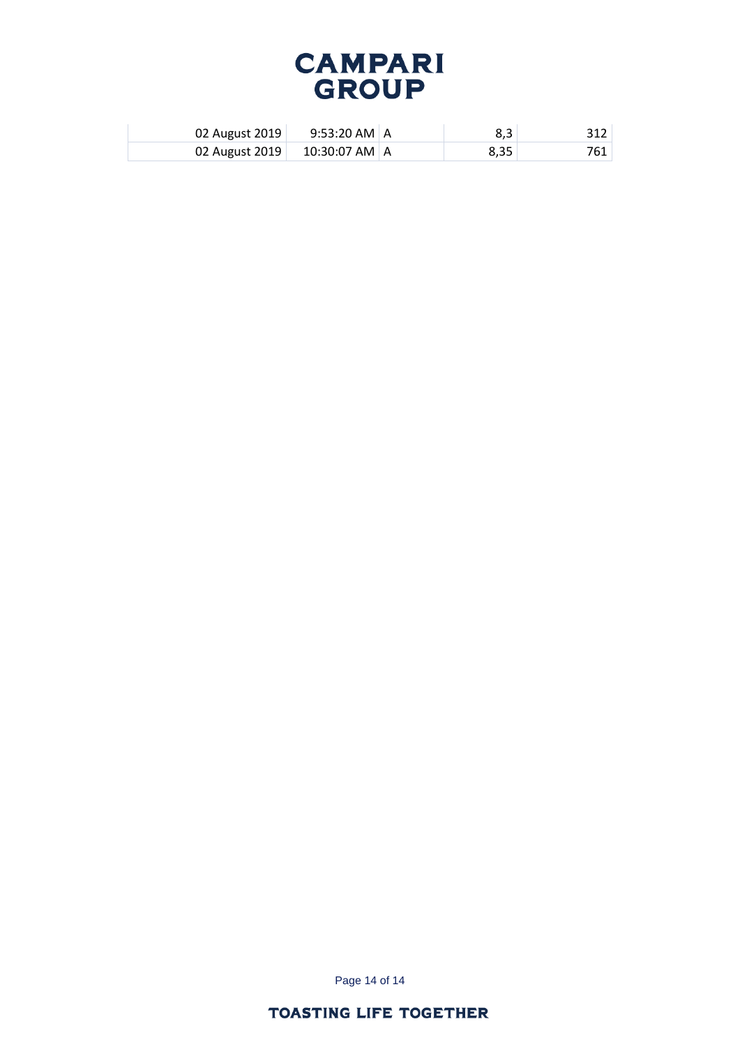| | | | | |
|---|---|---|---|---|
| 02 August 2019 | 9:53:20 AM | A | 8,3 | 312 |
| 02 August 2019 | 10:30:07 AM | A | 8,35 | 761 |